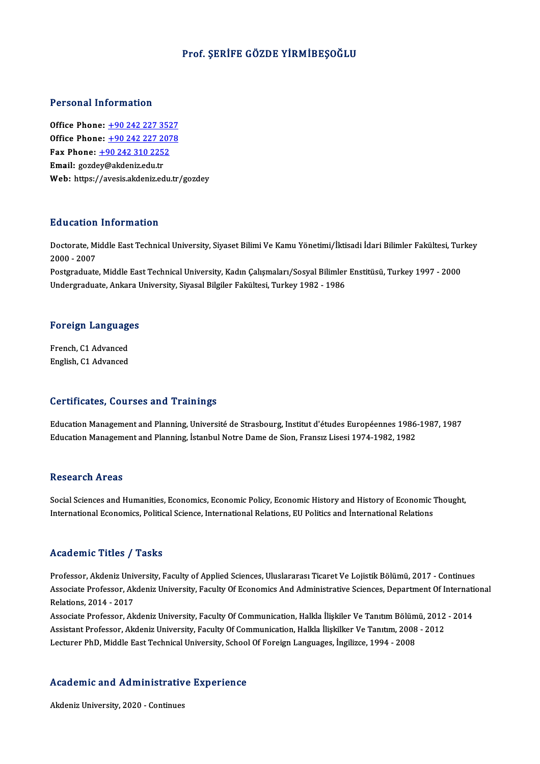# Prof. ŞERİFE GÖZDE YİRMİBEŞOĞLU

## Personal Information

**Office Phone:** +90 242 227 3527
**Office Phone:** +90 242 227 2078
**Fax Phone:** +90 242 310 2252
**Email:** gozdey@akdeniz.edu.tr
**Web:** https://avesis.akdeniz.edu.tr/gozdey

## Education Information

Doctorate, Middle East Technical University, Siyaset Bilimi Ve Kamu Yönetimi/İktisadi İdari Bilimler Fakültesi, Turkey 2000 - 2007
Postgraduate, Middle East Technical University, Kadın Çalışmaları/Sosyal Bilimler Enstitüsü, Turkey 1997 - 2000
Undergraduate, Ankara University, Siyasal Bilgiler Fakültesi, Turkey 1982 - 1986

## Foreign Languages

French, C1 Advanced
English, C1 Advanced

## Certificates, Courses and Trainings

Education Management and Planning, Université de Strasbourg, Institut d'études Européennes 1986-1987, 1987
Education Management and Planning, İstanbul Notre Dame de Sion, Fransız Lisesi 1974-1982, 1982

## Research Areas

Social Sciences and Humanities, Economics, Economic Policy, Economic History and History of Economic Thought, International Economics, Political Science, International Relations, EU Politics and İnternational Relations

## Academic Titles / Tasks

Professor, Akdeniz University, Faculty of Applied Sciences, Uluslararası Ticaret Ve Lojistik Bölümü, 2017 - Continues
Associate Professor, Akdeniz University, Faculty Of Economics And Administrative Sciences, Department Of International Relations, 2014 - 2017
Associate Professor, Akdeniz University, Faculty Of Communication, Halkla İlişkiler Ve Tanıtım Bölümü, 2012 - 2014
Assistant Professor, Akdeniz University, Faculty Of Communication, Halkla İlişkilker Ve Tanıtım, 2008 - 2012
Lecturer PhD, Middle East Technical University, School Of Foreign Languages, İngilizce, 1994 - 2008

## Academic and Administrative Experience

Akdeniz University, 2020 - Continues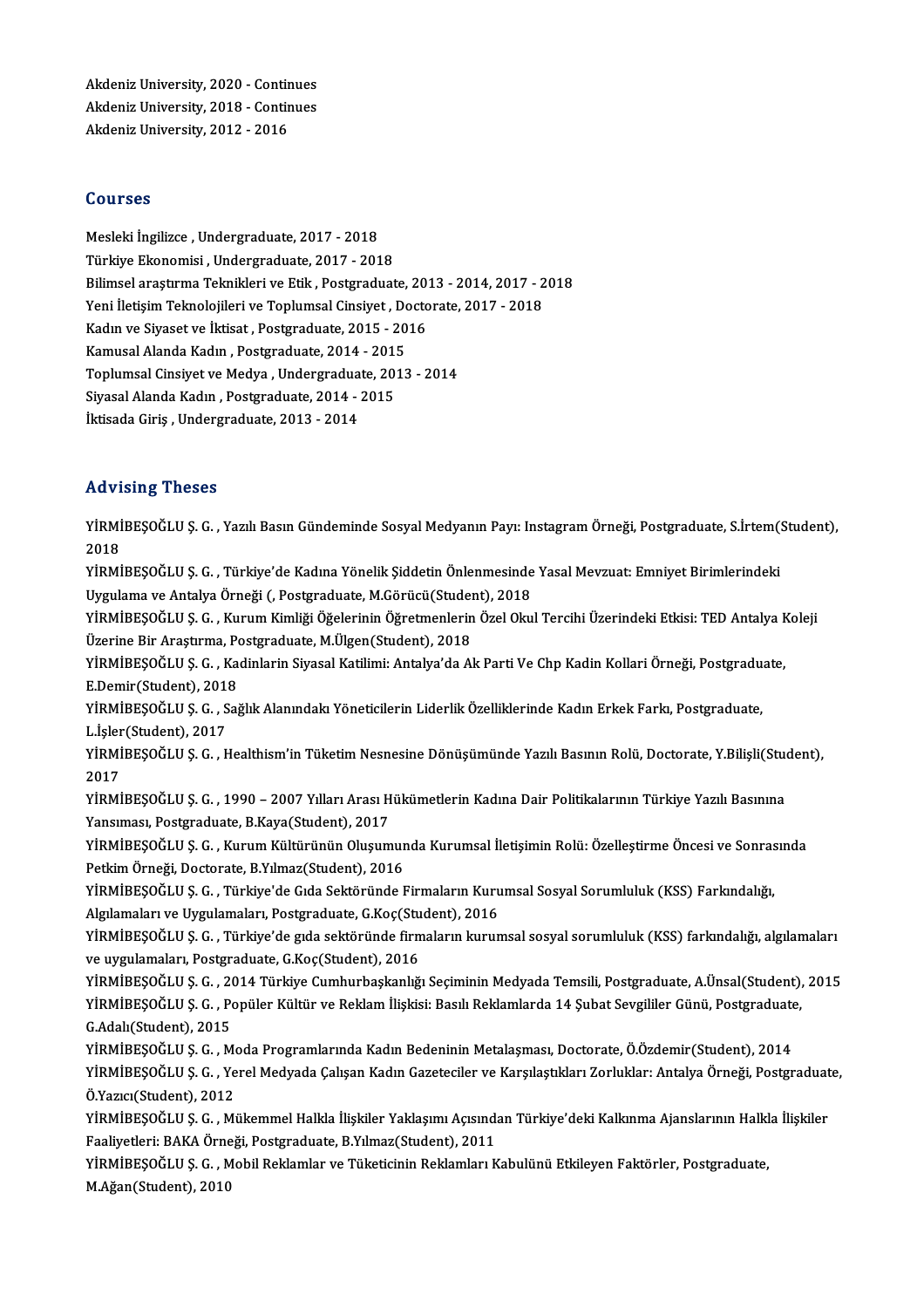Akdeniz University, 2020 - Continues
Akdeniz University, 2018 - Continues
Akdeniz University, 2012 - 2016

## Courses

Mesleki İngilizce , Undergraduate, 2017 - 2018
Türkiye Ekonomisi , Undergraduate, 2017 - 2018
Bilimsel araştırma Teknikleri ve Etik , Postgraduate, 2013 - 2014, 2017 - 2018
Yeni İletişim Teknolojileri ve Toplumsal Cinsiyet , Doctorate, 2017 - 2018
Kadın ve Siyaset ve İktisat , Postgraduate, 2015 - 2016
Kamusal Alanda Kadın , Postgraduate, 2014 - 2015
Toplumsal Cinsiyet ve Medya , Undergraduate, 2013 - 2014
Siyasal Alanda Kadın , Postgraduate, 2014 - 2015
İktisada Giriş , Undergraduate, 2013 - 2014

## Advising Theses

YİRMİBEŞOĞLU Ş. G. , Yazılı Basın Gündeminde Sosyal Medyanın Payı: Instagram Örneği, Postgraduate, S.İrtem(Student), 2018
YİRMİBEŞOĞLU Ş. G. , Türkiye'de Kadına Yönelik Şiddetin Önlenmesinde Yasal Mevzuat: Emniyet Birimlerindeki Uygulama ve Antalya Örneği (, Postgraduate, M.Görücü(Student), 2018
YİRMİBEŞOĞLU Ş. G. , Kurum Kimliği Öğelerinin Öğretmenlerin Özel Okul Tercihi Üzerindeki Etkisi: TED Antalya Koleji Üzerine Bir Araştırma, Postgraduate, M.Ülgen(Student), 2018
YİRMİBEŞOĞLU Ş. G. , Kadinlarin Siyasal Katilimi: Antalya'da Ak Parti Ve Chp Kadin Kollari Örneği, Postgraduate, E.Demir(Student), 2018
YİRMİBEŞOĞLU Ş. G. , Sağlık Alanındakı Yöneticilerin Liderlik Özelliklerinde Kadın Erkek Farkı, Postgraduate, L.İşler(Student), 2017
YİRMİBEŞOĞLU Ş. G. , Healthism'in Tüketim Nesnesine Dönüşümünde Yazılı Basının Rolü, Doctorate, Y.Bilişli(Student), 2017
YİRMİBEŞOĞLU Ş. G. , 1990 – 2007 Yılları Arası Hükümetlerin Kadına Dair Politikalarının Türkiye Yazılı Basınına Yansıması, Postgraduate, B.Kaya(Student), 2017
YİRMİBEŞOĞLU Ş. G. , Kurum Kültürünün Oluşumunda Kurumsal İletişimin Rolü: Özelleştirme Öncesi ve Sonrasında Petkim Örneği, Doctorate, B.Yılmaz(Student), 2016
YİRMİBEŞOĞLU Ş. G. , Türkiye'de Gıda Sektöründe Firmaların Kurumsal Sosyal Sorumluluk (KSS) Farkındalığı, Algılamaları ve Uygulamaları, Postgraduate, G.Koç(Student), 2016
YİRMİBEŞOĞLU Ş. G. , Türkiye'de gıda sektöründe firmaların kurumsal sosyal sorumluluk (KSS) farkındalığı, algılamaları ve uygulamaları, Postgraduate, G.Koç(Student), 2016
YİRMİBEŞOĞLU Ş. G. , 2014 Türkiye Cumhurbaşkanlığı Seçiminin Medyada Temsili, Postgraduate, A.Ünsal(Student), 2015
YİRMİBEŞOĞLU Ş. G. , Popüler Kültür ve Reklam İlişkisi: Basılı Reklamlarda 14 Şubat Sevgililer Günü, Postgraduate, G.Adalı(Student), 2015
YİRMİBEŞOĞLU Ş. G. , Moda Programlarında Kadın Bedeninin Metalaşması, Doctorate, Ö.Özdemir(Student), 2014
YİRMİBEŞOĞLU Ş. G. , Yerel Medyada Çalışan Kadın Gazeteciler ve Karşılaştıkları Zorluklar: Antalya Örneği, Postgraduate, Ö.Yazıcı(Student), 2012
YİRMİBEŞOĞLU Ş. G. , Mükemmel Halkla İlişkiler Yaklaşımı Açısından Türkiye'deki Kalkınma Ajanslarının Halkla İlişkiler Faaliyetleri: BAKA Örneği, Postgraduate, B.Yılmaz(Student), 2011
YİRMİBEŞOĞLU Ş. G. , Mobil Reklamlar ve Tüketicinin Reklamları Kabulünü Etkileyen Faktörler, Postgraduate, M.Ağan(Student), 2010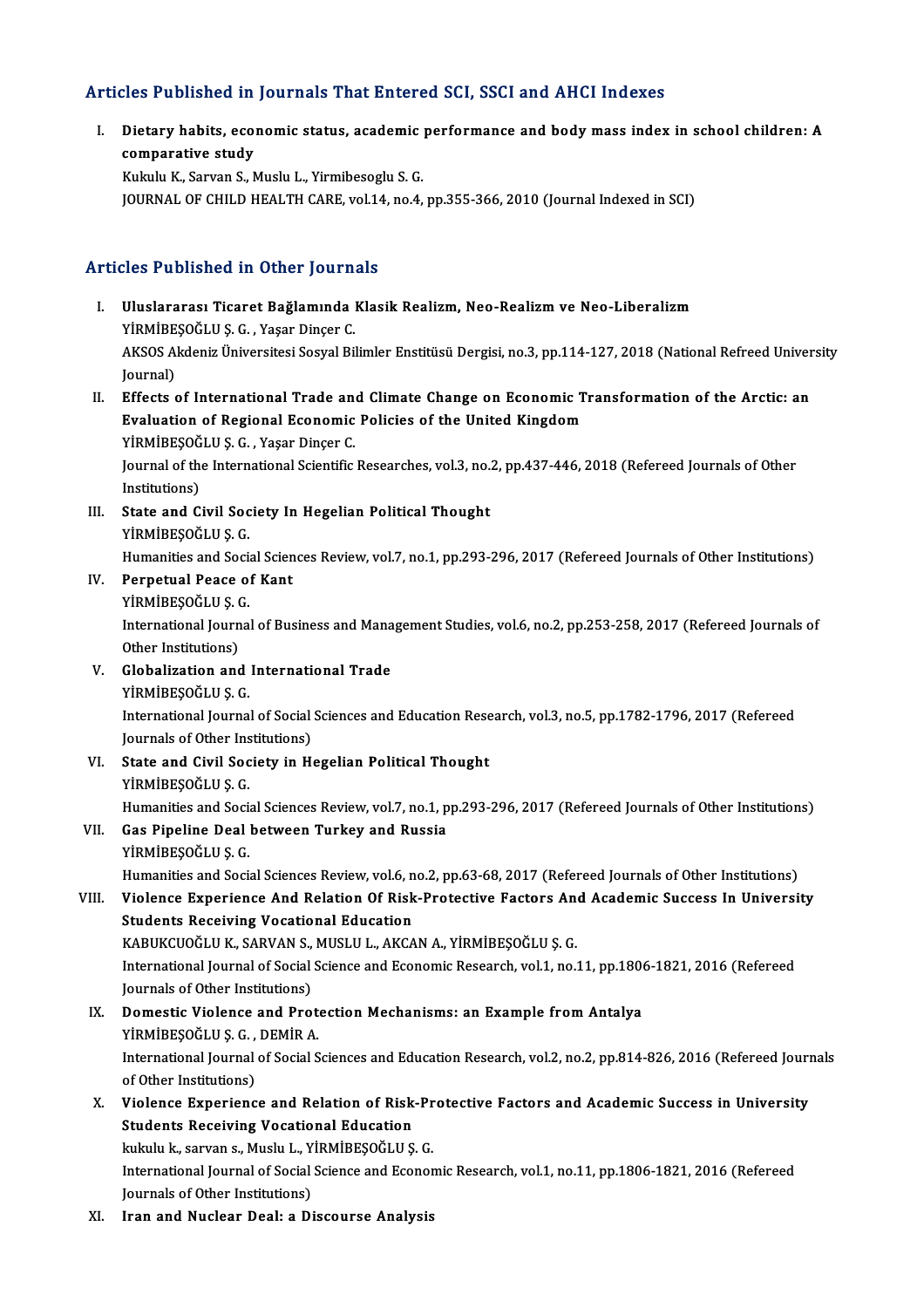## Articles Published in Journals That Entered SCI, SSCI and AHCI Indexes

I. **Dietary habits, economic status, academic performance and body mass index in school children: A comparative study**
   Kukulu K., Sarvan S., Muslu L., Yirmibesoglu S. G.
   JOURNAL OF CHILD HEALTH CARE, vol.14, no.4, pp.355-366, 2010 (Journal Indexed in SCI)

## Articles Published in Other Journals

I. **Uluslararası Ticaret Bağlamında Klasik Realizm, Neo-Realizm ve Neo-Liberalizm**
   YİRMİBEŞOĞLU Ş. G. , Yaşar Dinçer C.
   AKSOS Akdeniz Üniversitesi Sosyal Bilimler Enstitüsü Dergisi, no.3, pp.114-127, 2018 (National Refreed University Journal)

II. **Effects of International Trade and Climate Change on Economic Transformation of the Arctic: an Evaluation of Regional Economic Policies of the United Kingdom**
   YİRMİBEŞOĞLU Ş. G. , Yaşar Dinçer C.
   Journal of the International Scientific Researches, vol.3, no.2, pp.437-446, 2018 (Refereed Journals of Other Institutions)

III. **State and Civil Society In Hegelian Political Thought**
   YİRMİBEŞOĞLU Ş. G.
   Humanities and Social Sciences Review, vol.7, no.1, pp.293-296, 2017 (Refereed Journals of Other Institutions)

IV. **Perpetual Peace of Kant**
   YİRMİBEŞOĞLU Ş. G.
   International Journal of Business and Management Studies, vol.6, no.2, pp.253-258, 2017 (Refereed Journals of Other Institutions)

V. **Globalization and International Trade**
   YİRMİBEŞOĞLU Ş. G.
   International Journal of Social Sciences and Education Research, vol.3, no.5, pp.1782-1796, 2017 (Refereed Journals of Other Institutions)

VI. **State and Civil Society in Hegelian Political Thought**
   YİRMİBEŞOĞLU Ş. G.
   Humanities and Social Sciences Review, vol.7, no.1, pp.293-296, 2017 (Refereed Journals of Other Institutions)

VII. **Gas Pipeline Deal between Turkey and Russia**
   YİRMİBEŞOĞLU Ş. G.
   Humanities and Social Sciences Review, vol.6, no.2, pp.63-68, 2017 (Refereed Journals of Other Institutions)

VIII. **Violence Experience And Relation Of Risk-Protective Factors And Academic Success In University Students Receiving Vocational Education**
   KABUKCUOĞLU K., SARVAN S., MUSLU L., AKCAN A., YİRMİBEŞOĞLU Ş. G.
   International Journal of Social Science and Economic Research, vol.1, no.11, pp.1806-1821, 2016 (Refereed Journals of Other Institutions)

IX. **Domestic Violence and Protection Mechanisms: an Example from Antalya**
   YİRMİBEŞOĞLU Ş. G. , DEMİR A.
   International Journal of Social Sciences and Education Research, vol.2, no.2, pp.814-826, 2016 (Refereed Journals of Other Institutions)

X. **Violence Experience and Relation of Risk-Protective Factors and Academic Success in University Students Receiving Vocational Education**
   kukulu k., sarvan s., Muslu L., YİRMİBEŞOĞLU Ş. G.
   International Journal of Social Science and Economic Research, vol.1, no.11, pp.1806-1821, 2016 (Refereed Journals of Other Institutions)

XI. **Iran and Nuclear Deal: a Discourse Analysis**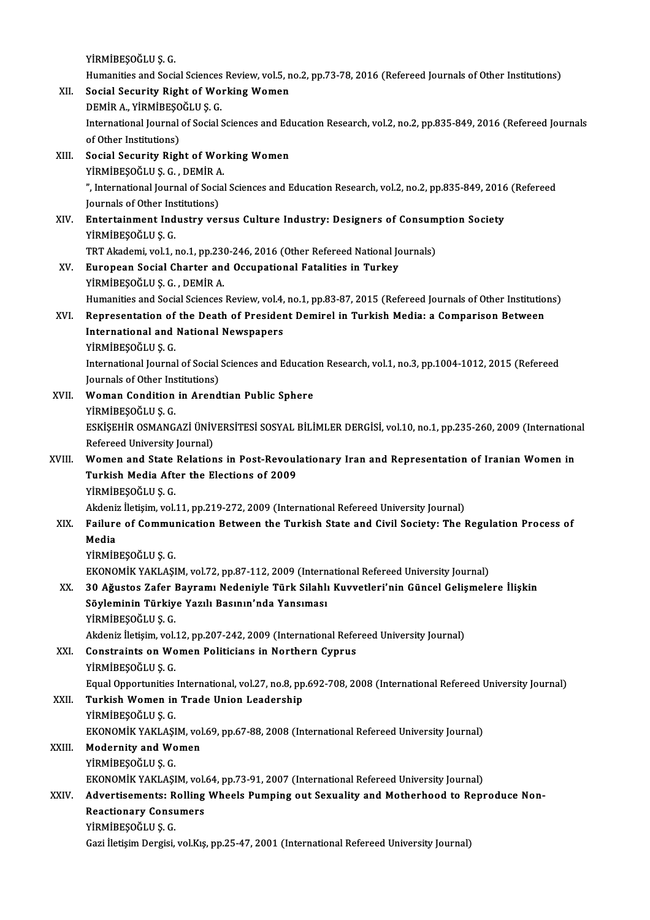YİRMİBEŞOĞLU Ş. G.
Humanities and Social Sciences Review, vol.5, no.2, pp.73-78, 2016 (Refereed Journals of Other Institutions)

XII. **Social Security Right of Working Women**
DEMİR A., YİRMİBEŞOĞLU Ş. G.
International Journal of Social Sciences and Education Research, vol.2, no.2, pp.835-849, 2016 (Refereed Journals of Other Institutions)

XIII. **Social Security Right of Working Women**
YİRMİBEŞOĞLU Ş. G. , DEMİR A.
", International Journal of Social Sciences and Education Research, vol.2, no.2, pp.835-849, 2016 (Refereed Journals of Other Institutions)

XIV. **Entertainment Industry versus Culture Industry: Designers of Consumption Society**
YİRMİBEŞOĞLU Ş. G.
TRT Akademi, vol.1, no.1, pp.230-246, 2016 (Other Refereed National Journals)

XV. **European Social Charter and Occupational Fatalities in Turkey**
YİRMİBEŞOĞLU Ş. G. , DEMİR A.
Humanities and Social Sciences Review, vol.4, no.1, pp.83-87, 2015 (Refereed Journals of Other Institutions)

XVI. **Representation of the Death of President Demirel in Turkish Media: a Comparison Between International and National Newspapers**
YİRMİBEŞOĞLU Ş. G.
International Journal of Social Sciences and Education Research, vol.1, no.3, pp.1004-1012, 2015 (Refereed Journals of Other Institutions)

XVII. **Woman Condition in Arendtian Public Sphere**
YİRMİBEŞOĞLU Ş. G.
ESKİŞEHİR OSMANGAZİ ÜNİVERSİTESİ SOSYAL BİLİMLER DERGİSİ, vol.10, no.1, pp.235-260, 2009 (International Refereed University Journal)

XVIII. **Women and State Relations in Post-Revoulationary Iran and Representation of Iranian Women in Turkish Media After the Elections of 2009**
YİRMİBEŞOĞLU Ş. G.
Akdeniz İletişim, vol.11, pp.219-272, 2009 (International Refereed University Journal)

XIX. **Failure of Communication Between the Turkish State and Civil Society: The Regulation Process of Media**
YİRMİBEŞOĞLU Ş. G.
EKONOMİK YAKLAŞIM, vol.72, pp.87-112, 2009 (International Refereed University Journal)

XX. **30 Ağustos Zafer Bayramı Nedeniyle Türk Silahlı Kuvvetleri'nin Güncel Gelişmelere İlişkin Söyleminin Türkiye Yazılı Basının'nda Yansıması**
YİRMİBEŞOĞLU Ş. G.
Akdeniz İletişim, vol.12, pp.207-242, 2009 (International Refereed University Journal)

XXI. **Constraints on Women Politicians in Northern Cyprus**
YİRMİBEŞOĞLU Ş. G.
Equal Opportunities International, vol.27, no.8, pp.692-708, 2008 (International Refereed University Journal)

XXII. **Turkish Women in Trade Union Leadership**
YİRMİBEŞOĞLU Ş. G.
EKONOMİK YAKLAŞIM, vol.69, pp.67-88, 2008 (International Refereed University Journal)

XXIII. **Modernity and Women**
YİRMİBEŞOĞLU Ş. G.
EKONOMİK YAKLAŞIM, vol.64, pp.73-91, 2007 (International Refereed University Journal)

XXIV. **Advertisements: Rolling Wheels Pumping out Sexuality and Motherhood to Reproduce Non-Reactionary Consumers**
YİRMİBEŞOĞLU Ş. G.
Gazi İletişim Dergisi, vol.Kış, pp.25-47, 2001 (International Refereed University Journal)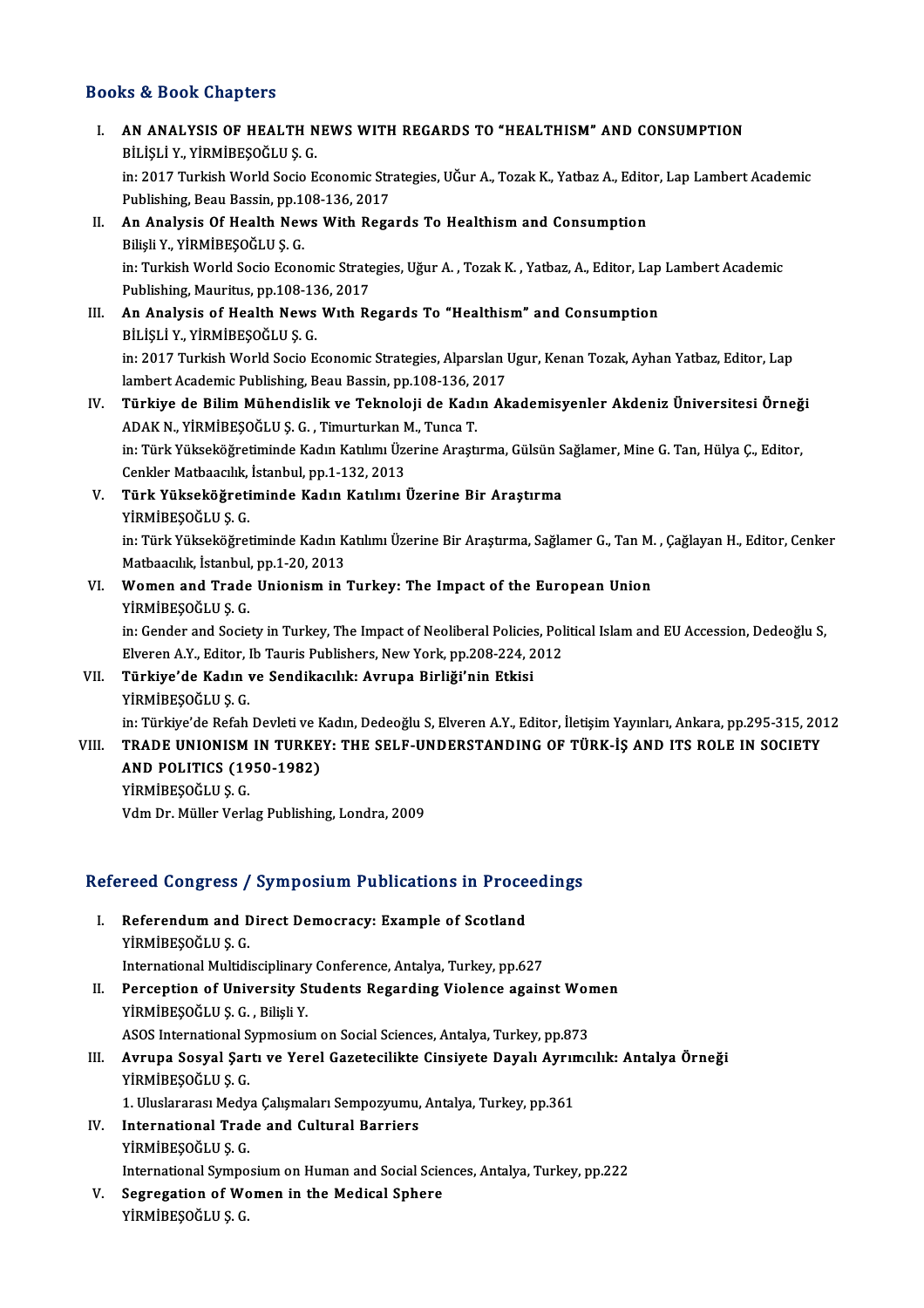## Books & Book Chapters

I. **AN ANALYSIS OF HEALTH NEWS WITH REGARDS TO "HEALTHISM" AND CONSUMPTION**
BİLİŞLİ Y., YİRMİBEŞOĞLU Ş. G.
in: 2017 Turkish World Socio Economic Strategies, UĞur A., Tozak K., Yatbaz A., Editor, Lap Lambert Academic Publishing, Beau Bassin, pp.108-136, 2017

II. **An Analysis Of Health News With Regards To Healthism and Consumption**
Bilişli Y., YİRMİBEŞOĞLU Ş. G.
in: Turkish World Socio Economic Strategies, Uğur A. , Tozak K. , Yatbaz, A., Editor, Lap Lambert Academic Publishing, Mauritus, pp.108-136, 2017

III. **An Analysis of Health News Wıth Regards To "Healthism" and Consumption**
BİLİŞLİ Y., YİRMİBEŞOĞLU Ş. G.
in: 2017 Turkish World Socio Economic Strategies, Alparslan Ugur, Kenan Tozak, Ayhan Yatbaz, Editor, Lap lambert Academic Publishing, Beau Bassin, pp.108-136, 2017

IV. **Türkiye de Bilim Mühendislik ve Teknoloji de Kadın Akademisyenler Akdeniz Üniversitesi Örneği**
ADAK N., YİRMİBEŞOĞLU Ş. G. , Timurturkan M., Tunca T.
in: Türk Yükseköğretiminde Kadın Katılımı Üzerine Araştırma, Gülsün Sağlamer, Mine G. Tan, Hülya Ç., Editor, Cenkler Matbaacılık, İstanbul, pp.1-132, 2013

V. **Türk Yükseköğretiminde Kadın Katılımı Üzerine Bir Araştırma**
YİRMİBEŞOĞLU Ş. G.
in: Türk Yükseköğretiminde Kadın Katılımı Üzerine Bir Araştırma, Sağlamer G., Tan M. , Çağlayan H., Editor, Cenker Matbaacılık, İstanbul, pp.1-20, 2013

VI. **Women and Trade Unionism in Turkey: The Impact of the European Union**
YİRMİBEŞOĞLU Ş. G.
in: Gender and Society in Turkey, The Impact of Neoliberal Policies, Political Islam and EU Accession, Dedeoğlu S, Elveren A.Y., Editor, Ib Tauris Publishers, New York, pp.208-224, 2012

VII. **Türkiye'de Kadın ve Sendikacılık: Avrupa Birliği'nin Etkisi**
YİRMİBEŞOĞLU Ş. G.
in: Türkiye'de Refah Devleti ve Kadın, Dedeoğlu S, Elveren A.Y., Editor, İletişim Yayınları, Ankara, pp.295-315, 2012

VIII. **TRADE UNIONISM IN TURKEY: THE SELF-UNDERSTANDING OF TÜRK-İŞ AND ITS ROLE IN SOCIETY AND POLITICS (1950-1982)**
YİRMİBEŞOĞLU Ş. G.
Vdm Dr. Müller Verlag Publishing, Londra, 2009

## Refereed Congress / Symposium Publications in Proceedings

I. **Referendum and Direct Democracy: Example of Scotland**
YİRMİBEŞOĞLU Ş. G.
International Multidisciplinary Conference, Antalya, Turkey, pp.627

II. **Perception of University Students Regarding Violence against Women**
YİRMİBEŞOĞLU Ş. G. , Bilişli Y.
ASOS International Sypmosium on Social Sciences, Antalya, Turkey, pp.873

III. **Avrupa Sosyal Şartı ve Yerel Gazetecilikte Cinsiyete Dayalı Ayrımcılık: Antalya Örneği**
YİRMİBEŞOĞLU Ş. G.
1. Uluslararası Medya Çalışmaları Sempozyumu, Antalya, Turkey, pp.361

IV. **International Trade and Cultural Barriers**
YİRMİBEŞOĞLU Ş. G.
International Symposium on Human and Social Sciences, Antalya, Turkey, pp.222

V. **Segregation of Women in the Medical Sphere**
YİRMİBEŞOĞLU Ş. G.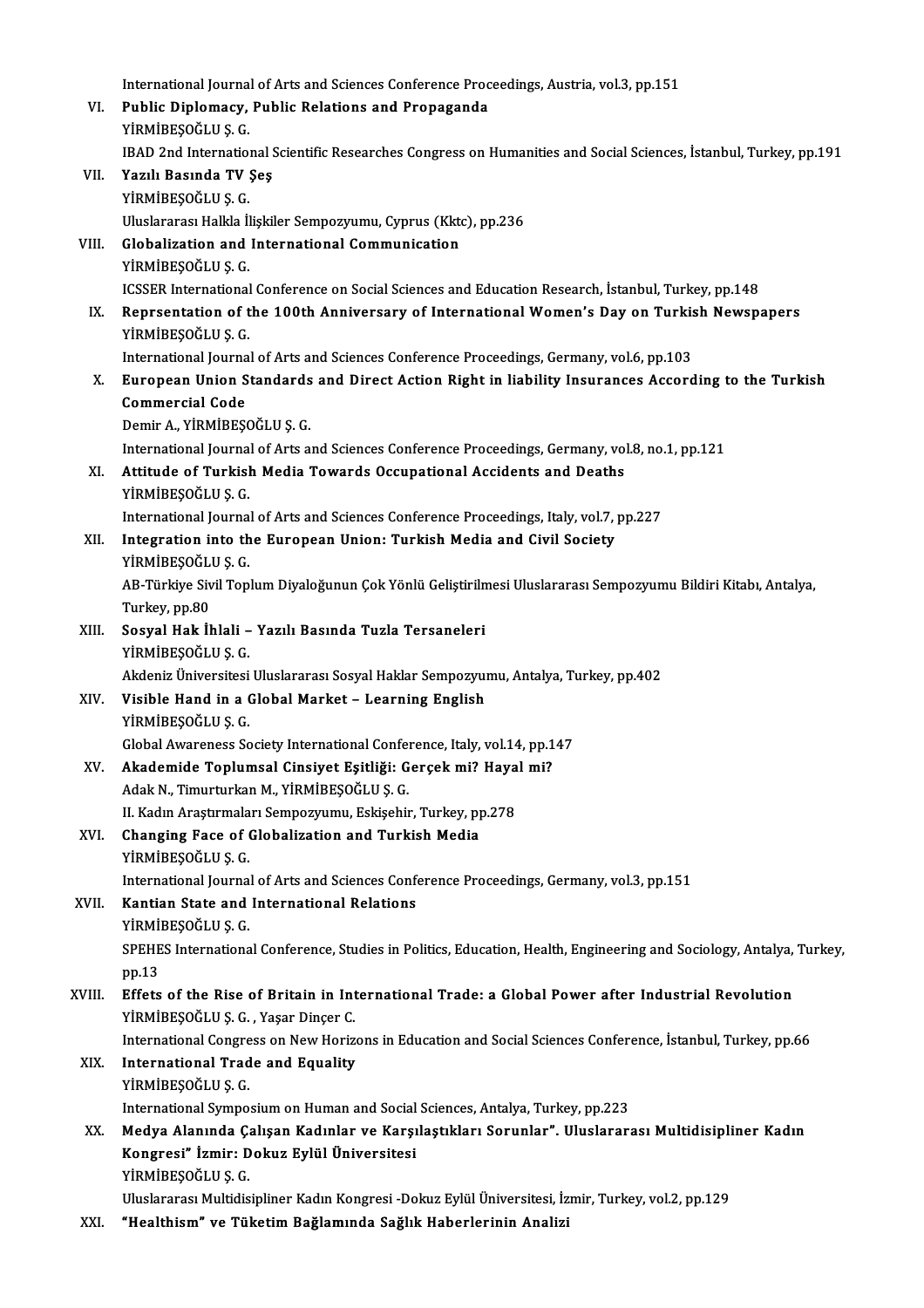International Journal of Arts and Sciences Conference Proceedings, Austria, vol.3, pp.151

VI. **Public Diplomacy, Public Relations and Propaganda**
YİRMİBEŞOĞLU Ş. G.
IBAD 2nd International Scientific Researches Congress on Humanities and Social Sciences, İstanbul, Turkey, pp.191

VII. **Yazılı Basında TV Şeş**
YİRMİBEŞOĞLU Ş. G.
Uluslararası Halkla İlişkiler Sempozyumu, Cyprus (Kktc), pp.236

VIII. **Globalization and International Communication**
YİRMİBEŞOĞLU Ş. G.
ICSSER International Conference on Social Sciences and Education Research, İstanbul, Turkey, pp.148

IX. **Reprsentation of the 100th Anniversary of International Women's Day on Turkish Newspapers**
YİRMİBEŞOĞLU Ş. G.
International Journal of Arts and Sciences Conference Proceedings, Germany, vol.6, pp.103

X. **European Union Standards and Direct Action Right in liability Insurances According to the Turkish Commercial Code**
Demir A., YİRMİBEŞOĞLU Ş. G.
International Journal of Arts and Sciences Conference Proceedings, Germany, vol.8, no.1, pp.121

XI. **Attitude of Turkish Media Towards Occupational Accidents and Deaths**
YİRMİBEŞOĞLU Ş. G.
International Journal of Arts and Sciences Conference Proceedings, Italy, vol.7, pp.227

XII. **Integration into the European Union: Turkish Media and Civil Society**
YİRMİBEŞOĞLU Ş. G.
AB-Türkiye Sivil Toplum Diyaloğunun Çok Yönlü Geliştirilmesi Uluslararası Sempozyumu Bildiri Kitabı, Antalya, Turkey, pp.80

XIII. **Sosyal Hak İhlali – Yazılı Basında Tuzla Tersaneleri**
YİRMİBEŞOĞLU Ş. G.
Akdeniz Üniversitesi Uluslararası Sosyal Haklar Sempozyumu, Antalya, Turkey, pp.402

XIV. **Visible Hand in a Global Market – Learning English**
YİRMİBEŞOĞLU Ş. G.
Global Awareness Society International Conference, Italy, vol.14, pp.147

XV. **Akademide Toplumsal Cinsiyet Eşitliği: Gerçek mi? Hayal mi?**
Adak N., Timurturkan M., YİRMİBEŞOĞLU Ş. G.
II. Kadın Araştırmaları Sempozyumu, Eskişehir, Turkey, pp.278

XVI. **Changing Face of Globalization and Turkish Media**
YİRMİBEŞOĞLU Ş. G.
International Journal of Arts and Sciences Conference Proceedings, Germany, vol.3, pp.151

XVII. **Kantian State and International Relations**
YİRMİBEŞOĞLU Ş. G.
SPEHES International Conference, Studies in Politics, Education, Health, Engineering and Sociology, Antalya, Turkey, pp.13

XVIII. **Effets of the Rise of Britain in International Trade: a Global Power after Industrial Revolution**
YİRMİBEŞOĞLU Ş. G. , Yaşar Dinçer C.
International Congress on New Horizons in Education and Social Sciences Conference, İstanbul, Turkey, pp.66

XIX. **International Trade and Equality**
YİRMİBEŞOĞLU Ş. G.
International Symposium on Human and Social Sciences, Antalya, Turkey, pp.223

XX. **Medya Alanında Çalışan Kadınlar ve Karşılaştıkları Sorunlar". Uluslararası Multidisipliner Kadın Kongresi" İzmir: Dokuz Eylül Üniversitesi**
YİRMİBEŞOĞLU Ş. G.
Uluslararası Multidisipliner Kadın Kongresi -Dokuz Eylül Üniversitesi, İzmir, Turkey, vol.2, pp.129

XXI. **"Healthism" ve Tüketim Bağlamında Sağlık Haberlerinin Analizi**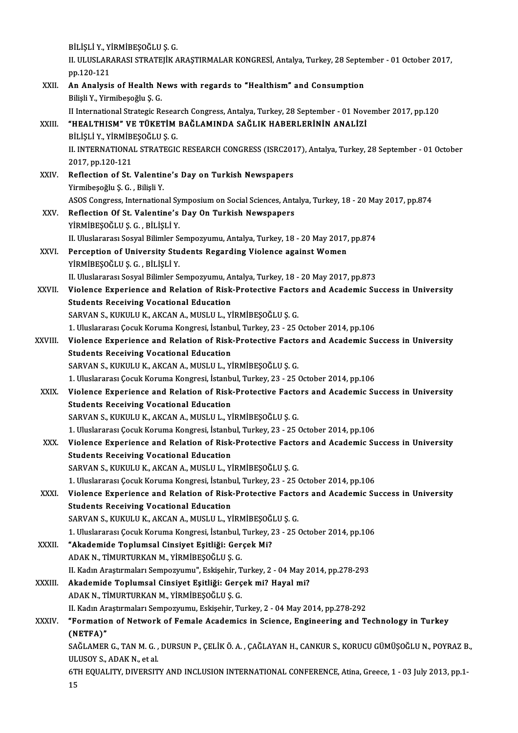BİLİŞLİ Y., YİRMİBEŞOĞLU Ş. G.
II. ULUSLARARASI STRATEJİK ARAŞTIRMALAR KONGRESİ, Antalya, Turkey, 28 September - 01 October 2017, pp.120-121

XXII. **An Analysis of Health News with regards to "Healthism" and Consumption**
Bilişli Y., Yirmibeşoğlu Ş. G.
II International Strategic Research Congress, Antalya, Turkey, 28 September - 01 November 2017, pp.120

XXIII. **"HEALTHISM" VE TÜKETİM BAĞLAMINDA SAĞLIK HABERLERİNİN ANALİZİ**
BİLİŞLİ Y., YİRMİBEŞOĞLU Ş. G.
II. INTERNATIONAL STRATEGIC RESEARCH CONGRESS (ISRC2017), Antalya, Turkey, 28 September - 01 October 2017, pp.120-121

XXIV. **Reflection of St. Valentine's Day on Turkish Newspapers**
Yirmibeşoğlu Ş. G. , Bilişli Y.
ASOS Congress, International Symposium on Social Sciences, Antalya, Turkey, 18 - 20 May 2017, pp.874

XXV. **Reflection Of St. Valentine's Day On Turkish Newspapers**
YİRMİBEŞOĞLU Ş. G. , BİLİŞLİ Y.
II. Uluslararası Sosyal Bilimler Sempozyumu, Antalya, Turkey, 18 - 20 May 2017, pp.874

XXVI. **Perception of University Students Regarding Violence against Women**
YİRMİBEŞOĞLU Ş. G. , BİLİŞLİ Y.
II. Uluslararası Sosyal Bilimler Sempozyumu, Antalya, Turkey, 18 - 20 May 2017, pp.873

XXVII. **Violence Experience and Relation of Risk-Protective Factors and Academic Success in University Students Receiving Vocational Education**
SARVAN S., KUKULU K., AKCAN A., MUSLU L., YİRMİBEŞOĞLU Ş. G.
1. Uluslararası Çocuk Koruma Kongresi, İstanbul, Turkey, 23 - 25 October 2014, pp.106

XXVIII. **Violence Experience and Relation of Risk-Protective Factors and Academic Success in University Students Receiving Vocational Education**
SARVAN S., KUKULU K., AKCAN A., MUSLU L., YİRMİBEŞOĞLU Ş. G.
1. Uluslararası Çocuk Koruma Kongresi, İstanbul, Turkey, 23 - 25 October 2014, pp.106

XXIX. **Violence Experience and Relation of Risk-Protective Factors and Academic Success in University Students Receiving Vocational Education**
SARVAN S., KUKULU K., AKCAN A., MUSLU L., YİRMİBEŞOĞLU Ş. G.
1. Uluslararası Çocuk Koruma Kongresi, İstanbul, Turkey, 23 - 25 October 2014, pp.106

XXX. **Violence Experience and Relation of Risk-Protective Factors and Academic Success in University Students Receiving Vocational Education**
SARVAN S., KUKULU K., AKCAN A., MUSLU L., YİRMİBEŞOĞLU Ş. G.
1. Uluslararası Çocuk Koruma Kongresi, İstanbul, Turkey, 23 - 25 October 2014, pp.106

XXXI. **Violence Experience and Relation of Risk-Protective Factors and Academic Success in University Students Receiving Vocational Education**
SARVAN S., KUKULU K., AKCAN A., MUSLU L., YİRMİBEŞOĞLU Ş. G.
1. Uluslararası Çocuk Koruma Kongresi, İstanbul, Turkey, 23 - 25 October 2014, pp.106

XXXII. **"Akademide Toplumsal Cinsiyet Eşitliği: Gerçek Mi?**
ADAK N., TİMURTURKAN M., YİRMİBEŞOĞLU Ş. G.
II. Kadın Araştırmaları Sempozyumu", Eskişehir, Turkey, 2 - 04 May 2014, pp.278-293

XXXIII. **Akademide Toplumsal Cinsiyet Eşitliği: Gerçek mi? Hayal mi?**
ADAK N., TİMURTURKAN M., YİRMİBEŞOĞLU Ş. G.
II. Kadın Araştırmaları Sempozyumu, Eskişehir, Turkey, 2 - 04 May 2014, pp.278-292

XXXIV. **"Formation of Network of Female Academics in Science, Engineering and Technology in Turkey (NETFA)"**
SAĞLAMER G., TAN M. G. , DURSUN P., ÇELİK Ö. A. , ÇAĞLAYAN H., CANKUR S., KORUCU GÜMÜŞOĞLU N., POYRAZ B., ULUSOY S., ADAK N., et al.
6TH EQUALITY, DIVERSITY AND INCLUSION INTERNATIONAL CONFERENCE, Atina, Greece, 1 - 03 July 2013, pp.1-15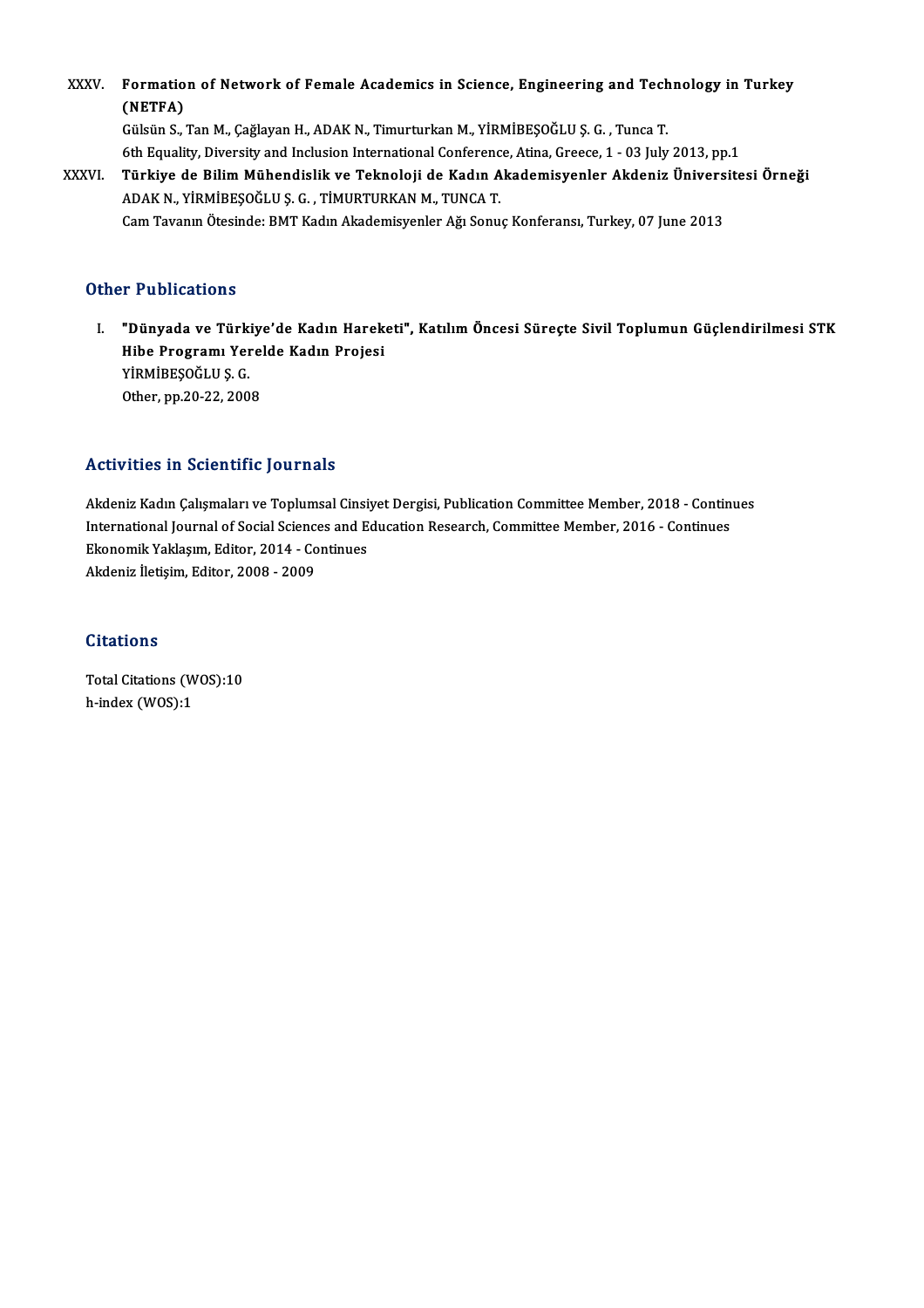XXXV. **Formation of Network of Female Academics in Science, Engineering and Technology in Turkey (NETFA)**
Gülsün S., Tan M., Çağlayan H., ADAK N., Timurturkan M., YİRMİBEŞOĞLU Ş. G. , Tunca T.
6th Equality, Diversity and Inclusion International Conference, Atina, Greece, 1 - 03 July 2013, pp.1

XXXVI. **Türkiye de Bilim Mühendislik ve Teknoloji de Kadın Akademisyenler Akdeniz Üniversitesi Örneği**
ADAK N., YİRMİBEŞOĞLU Ş. G. , TİMURTURKAN M., TUNCA T.
Cam Tavanın Ötesinde: BMT Kadın Akademisyenler Ağı Sonuç Konferansı, Turkey, 07 June 2013

## Other Publications

I. **"Dünyada ve Türkiye'de Kadın Hareketi", Katılım Öncesi Süreçte Sivil Toplumun Güçlendirilmesi STK Hibe Programı Yerelde Kadın Projesi**
YİRMİBEŞOĞLU Ş. G.
Other, pp.20-22, 2008

## Activities in Scientific Journals

Akdeniz Kadın Çalışmaları ve Toplumsal Cinsiyet Dergisi, Publication Committee Member, 2018 - Continues
International Journal of Social Sciences and Education Research, Committee Member, 2016 - Continues
Ekonomik Yaklaşım, Editor, 2014 - Continues
Akdeniz İletişim, Editor, 2008 - 2009

## Citations

Total Citations (WOS):10
h-index (WOS):1